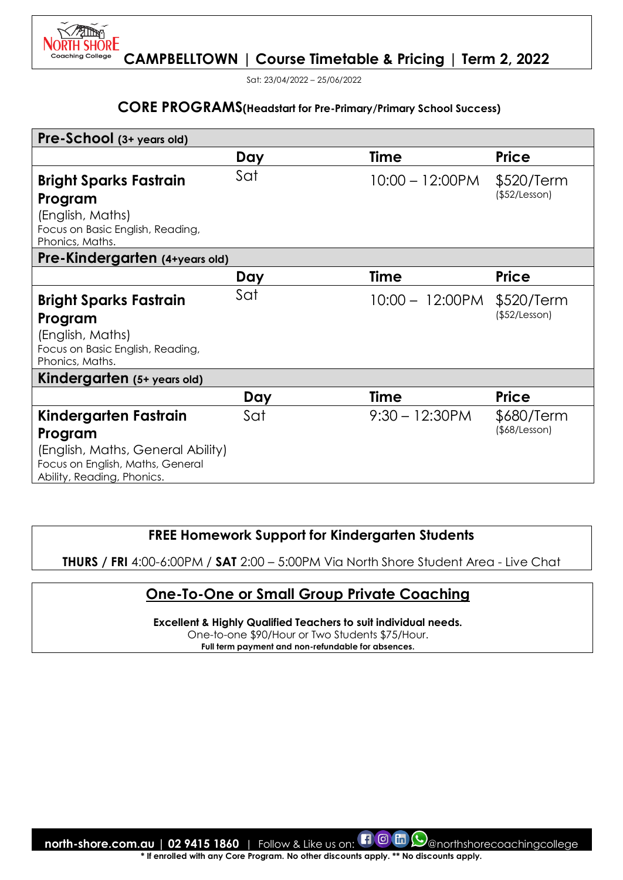# CAMPBELLTOWN | Course Timetable & Pricing | Term 2, 2022

Sat: 23/04/2022 – 25/06/2022

## CORE PROGRAMS(Headstart for Pre-Primary/Primary School Success)

| **Pre-School** (3+ years old) | | | |
|---|---|---|---|
| | **Day** | **Time** | **Price** |
| **Bright Sparks Fastrain Program** (English, Maths) Focus on Basic English, Reading, Phonics, Maths. | Sat | 10:00 – 12:00PM | $520/Term ($52/Lesson) |
| **Pre-Kindergarten** (4+years old) | | | |
| | **Day** | **Time** | **Price** |
| **Bright Sparks Fastrain Program** (English, Maths) Focus on Basic English, Reading, Phonics, Maths. | Sat | 10:00 – 12:00PM | $520/Term ($52/Lesson) |
| **Kindergarten** (5+ years old) | | | |
| | **Day** | **Time** | **Price** |
| **Kindergarten Fastrain Program** (English, Maths, General Ability) Focus on English, Maths, General Ability, Reading, Phonics. | Sat | 9:30 – 12:30PM | $680/Term ($68/Lesson) |

**FREE Homework Support for Kindergarten Students**

**THURS / FRI** 4:00-6:00PM / **SAT** 2:00 – 5:00PM Via North Shore Student Area - Live Chat

## One-To-One or Small Group Private Coaching

**Excellent & Highly Qualified Teachers to suit individual needs.**
One-to-one $90/Hour or Two Students $75/Hour.
**Full term payment and non-refundable for absences.**

**north-shore.com.au | 02 9415 1860** | Follow & Like us on: @northshorecoachingcollege

**\* If enrolled with any Core Program. No other discounts apply. \*\* No discounts apply.**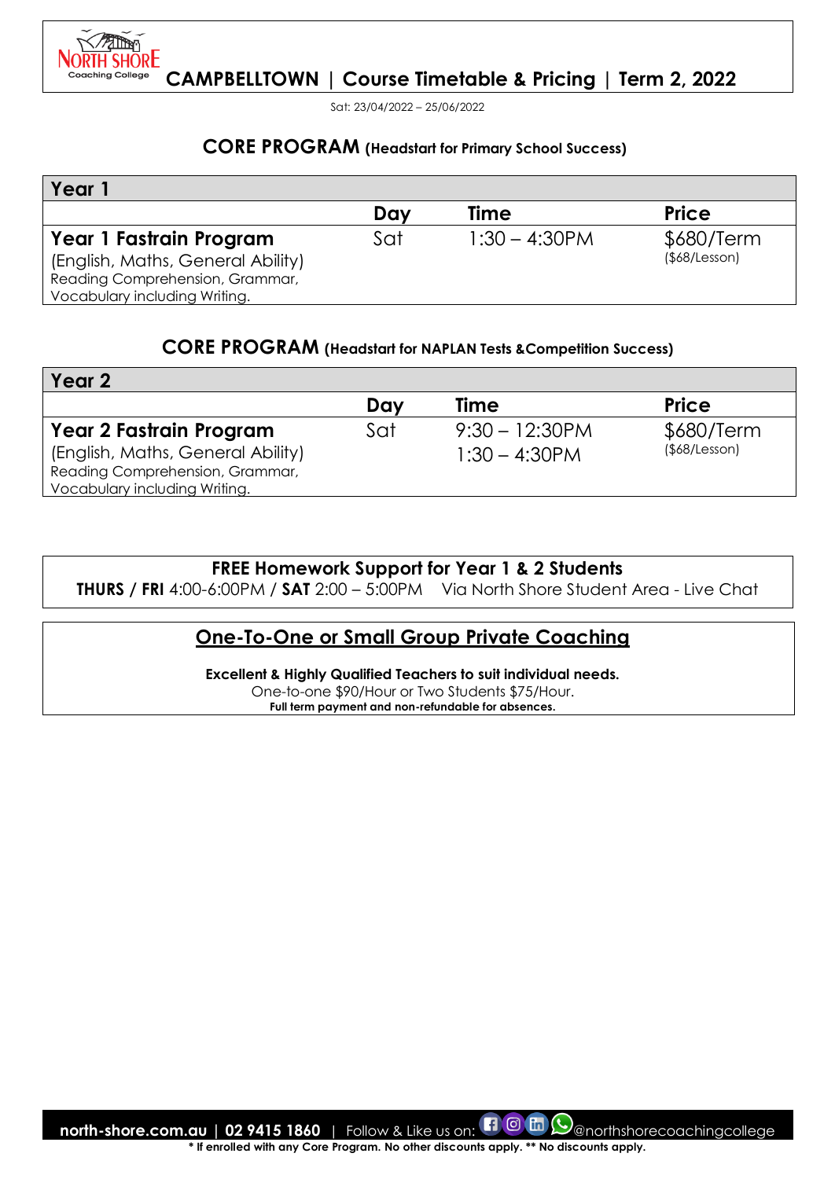# CAMPBELLTOWN | Course Timetable & Pricing | Term 2, 2022

Sat: 23/04/2022 – 25/06/2022

## CORE PROGRAM (Headstart for Primary School Success)

| Year 1 | Day | Time | Price |
|---|---|---|---|
| **Year 1 Fastrain Program** (English, Maths, General Ability) Reading Comprehension, Grammar, Vocabulary including Writing. | Sat | 1:30 – 4:30PM | $680/Term ($68/Lesson) |

## CORE PROGRAM (Headstart for NAPLAN Tests &Competition Success)

| Year 2 | Day | Time | Price |
|---|---|---|---|
| **Year 2 Fastrain Program** (English, Maths, General Ability) Reading Comprehension, Grammar, Vocabulary including Writing. | Sat | 9:30 – 12:30PM<br>1:30 – 4:30PM | $680/Term ($68/Lesson) |

**FREE Homework Support for Year 1 & 2 Students**

**THURS / FRI** 4:00-6:00PM / **SAT** 2:00 – 5:00PM Via North Shore Student Area - Live Chat

## One-To-One or Small Group Private Coaching

**Excellent & Highly Qualified Teachers to suit individual needs.**

One-to-one $90/Hour or Two Students $75/Hour.

**Full term payment and non-refundable for absences.**

**north-shore.com.au | 02 9415 1860** | Follow & Like us on: @northshorecoachingcollege

**\* If enrolled with any Core Program. No other discounts apply. \*\* No discounts apply.**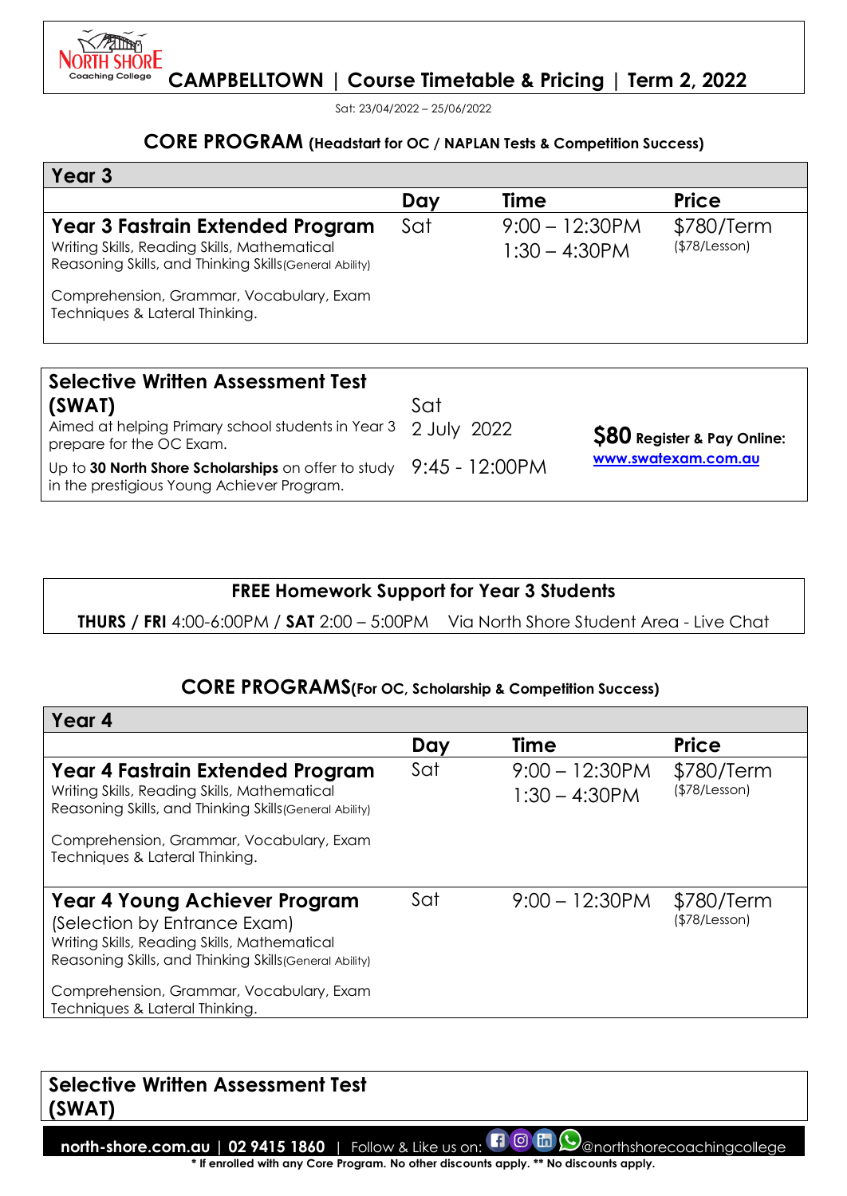# CAMPBELLTOWN | Course Timetable & Pricing | Term 2, 2022

Sat: 23/04/2022 – 25/06/2022

## CORE PROGRAM (Headstart for OC / NAPLAN Tests & Competition Success)

| Year 3 | Day | Time | Price |
|---|---|---|---|
| **Year 3 Fastrain Extended Program** Writing Skills, Reading Skills, Mathematical Reasoning Skills, and Thinking Skills(General Ability) Comprehension, Grammar, Vocabulary, Exam Techniques & Lateral Thinking. | Sat | 9:00 – 12:30PM 1:30 – 4:30PM | $780/Term ($78/Lesson) |

| Selective Written Assessment Test (SWAT) | | |
|---|---|---|
| Aimed at helping Primary school students in Year 3 prepare for the OC Exam. Up to **30 North Shore Scholarships** on offer to study in the prestigious Young Achiever Program. | Sat 2 July 2022 9:45 - 12:00PM | **$80** Register & Pay Online: www.swatexam.com.au |

**FREE Homework Support for Year 3 Students**

**THURS / FRI** 4:00-6:00PM / **SAT** 2:00 – 5:00PM Via North Shore Student Area - Live Chat

## CORE PROGRAMS(For OC, Scholarship & Competition Success)

| Year 4 | Day | Time | Price |
|---|---|---|---|
| **Year 4 Fastrain Extended Program** Writing Skills, Reading Skills, Mathematical Reasoning Skills, and Thinking Skills(General Ability) Comprehension, Grammar, Vocabulary, Exam Techniques & Lateral Thinking. | Sat | 9:00 – 12:30PM 1:30 – 4:30PM | $780/Term ($78/Lesson) |
| **Year 4 Young Achiever Program** (Selection by Entrance Exam) Writing Skills, Reading Skills, Mathematical Reasoning Skills, and Thinking Skills(General Ability) Comprehension, Grammar, Vocabulary, Exam Techniques & Lateral Thinking. | Sat | 9:00 – 12:30PM | $780/Term ($78/Lesson) |

**Selective Written Assessment Test (SWAT)**

**north-shore.com.au | 02 9415 1860** | Follow & Like us on: @northshorecoachingcollege

**\* If enrolled with any Core Program. No other discounts apply. \*\* No discounts apply.**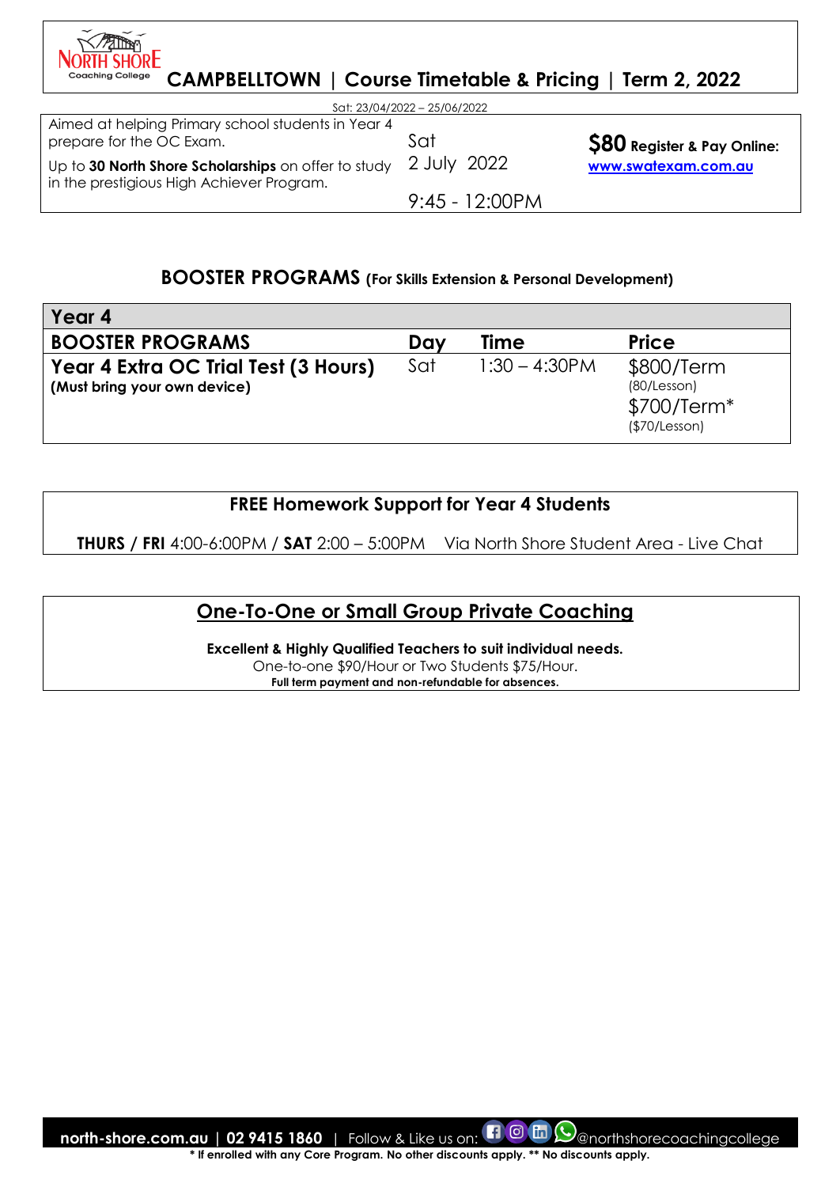# CAMPBELLTOWN | Course Timetable & Pricing | Term 2, 2022

Sat: 23/04/2022 – 25/06/2022

| | | |
|---|---|---|
| Aimed at helping Primary school students in Year 4 prepare for the OC Exam. Up to **30 North Shore Scholarships** on offer to study in the prestigious High Achiever Program. | Sat 2 July 2022 9:45 - 12:00PM | **$80 Register & Pay Online:** www.swatexam.com.au |

## BOOSTER PROGRAMS (For Skills Extension & Personal Development)

| Year 4 | | | |
|---|---|---|---|
| **BOOSTER PROGRAMS** | **Day** | **Time** | **Price** |
| **Year 4 Extra OC Trial Test (3 Hours)** **(Must bring your own device)** | Sat | 1:30 – 4:30PM | $800/Term (80/Lesson) $700/Term* ($70/Lesson) |

### FREE Homework Support for Year 4 Students

**THURS / FRI** 4:00-6:00PM / **SAT** 2:00 – 5:00PM Via North Shore Student Area - Live Chat

### One-To-One or Small Group Private Coaching

**Excellent & Highly Qualified Teachers to suit individual needs.**
One-to-one $90/Hour or Two Students $75/Hour.
**Full term payment and non-refundable for absences.**

**north-shore.com.au | 02 9415 1860** | Follow & Like us on: @northshorecoachingcollege

**\* If enrolled with any Core Program. No other discounts apply. \*\* No discounts apply.**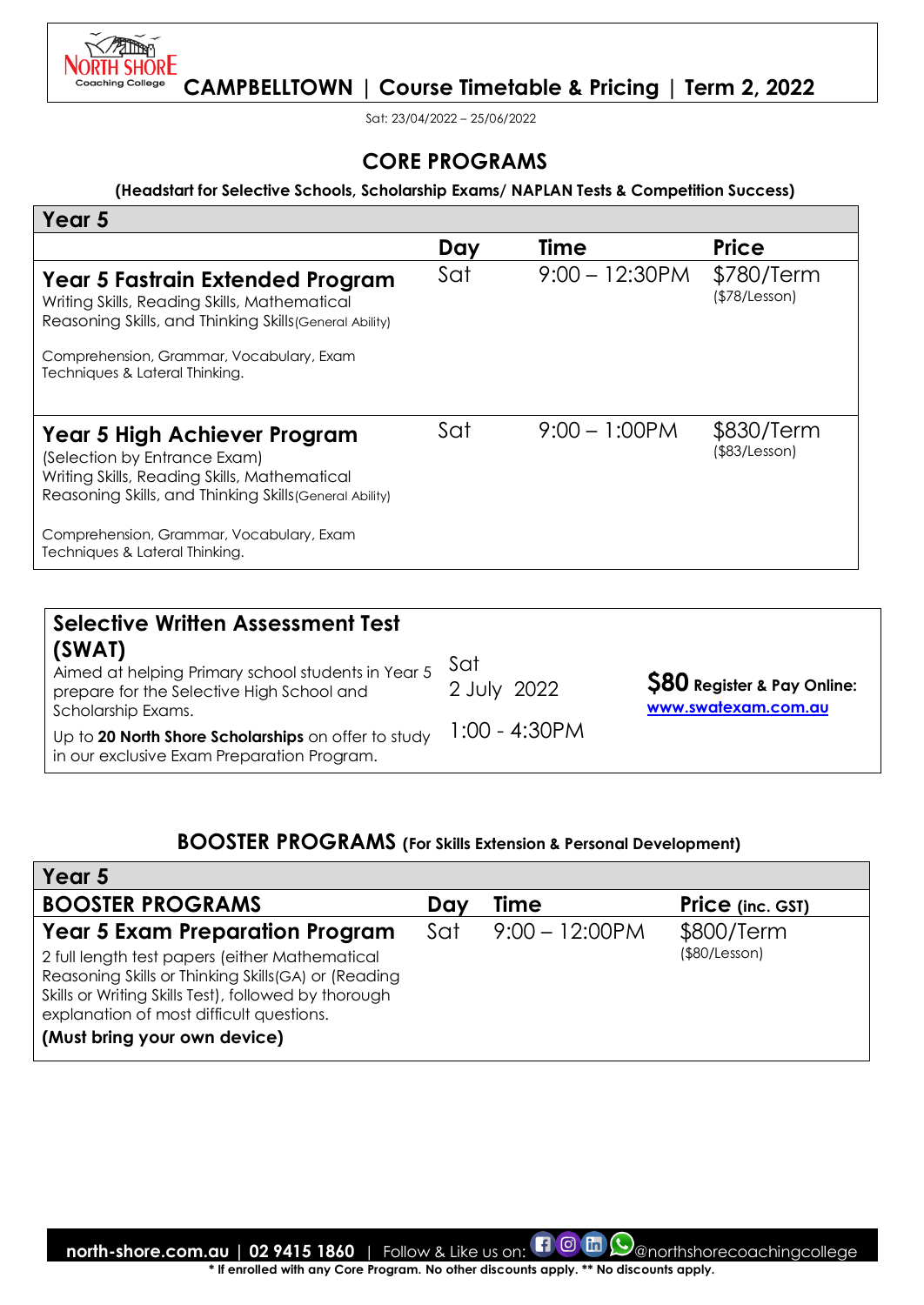# CAMPBELLTOWN | Course Timetable & Pricing | Term 2, 2022

Sat: 23/04/2022 – 25/06/2022

## CORE PROGRAMS

**(Headstart for Selective Schools, Scholarship Exams/ NAPLAN Tests & Competition Success)**

| Year 5 | Day | Time | Price |
|---|---|---|---|
| **Year 5 Fastrain Extended Program**<br>Writing Skills, Reading Skills, Mathematical Reasoning Skills, and Thinking Skills(General Ability)<br>Comprehension, Grammar, Vocabulary, Exam Techniques & Lateral Thinking. | Sat | 9:00 – 12:30PM | $780/Term<br>($78/Lesson) |
| **Year 5 High Achiever Program**<br>(Selection by Entrance Exam)<br>Writing Skills, Reading Skills, Mathematical Reasoning Skills, and Thinking Skills(General Ability)<br>Comprehension, Grammar, Vocabulary, Exam Techniques & Lateral Thinking. | Sat | 9:00 – 1:00PM | $830/Term<br>($83/Lesson) |

| Selective Written Assessment Test (SWAT) | Date/Time | Price |
|---|---|---|
| Aimed at helping Primary school students in Year 5 prepare for the Selective High School and Scholarship Exams.<br>Up to **20 North Shore Scholarships** on offer to study in our exclusive Exam Preparation Program. | Sat<br>2 July 2022<br>1:00 - 4:30PM | **$80 Register & Pay Online:**<br>**www.swatexam.com.au** |

## BOOSTER PROGRAMS (For Skills Extension & Personal Development)

| Year 5<br>BOOSTER PROGRAMS | Day | Time | Price (inc. GST) |
|---|---|---|---|
| **Year 5 Exam Preparation Program**<br>2 full length test papers (either Mathematical Reasoning Skills or Thinking Skills(GA) or (Reading Skills or Writing Skills Test), followed by thorough explanation of most difficult questions.<br>**(Must bring your own device)** | Sat | 9:00 – 12:00PM | $800/Term<br>($80/Lesson) |

**north-shore.com.au | 02 9415 1860** | Follow & Like us on: @northshorecoachingcollege

**\* If enrolled with any Core Program. No other discounts apply. \*\* No discounts apply.**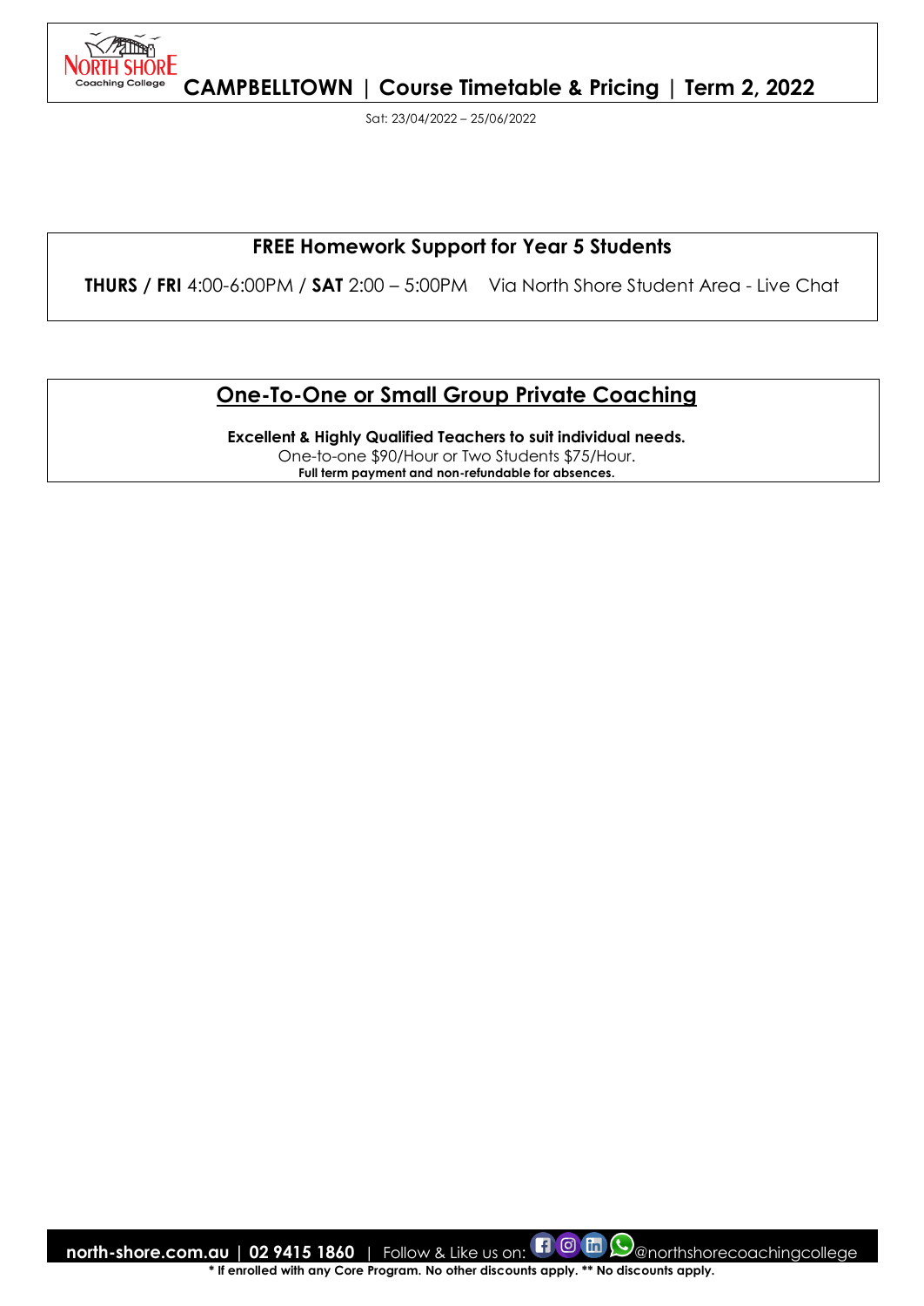**CAMPBELLTOWN | Course Timetable & Pricing | Term 2, 2022**

Sat: 23/04/2022 – 25/06/2022

## FREE Homework Support for Year 5 Students

**THURS / FRI** 4:00-6:00PM / **SAT** 2:00 – 5:00PM   Via North Shore Student Area - Live Chat

## One-To-One or Small Group Private Coaching

**Excellent & Highly Qualified Teachers to suit individual needs.**

One-to-one $90/Hour or Two Students $75/Hour.

**Full term payment and non-refundable for absences.**

**north-shore.com.au | 02 9415 1860** | Follow & Like us on: @northshorecoachingcollege

**\* If enrolled with any Core Program. No other discounts apply. \*\* No discounts apply.**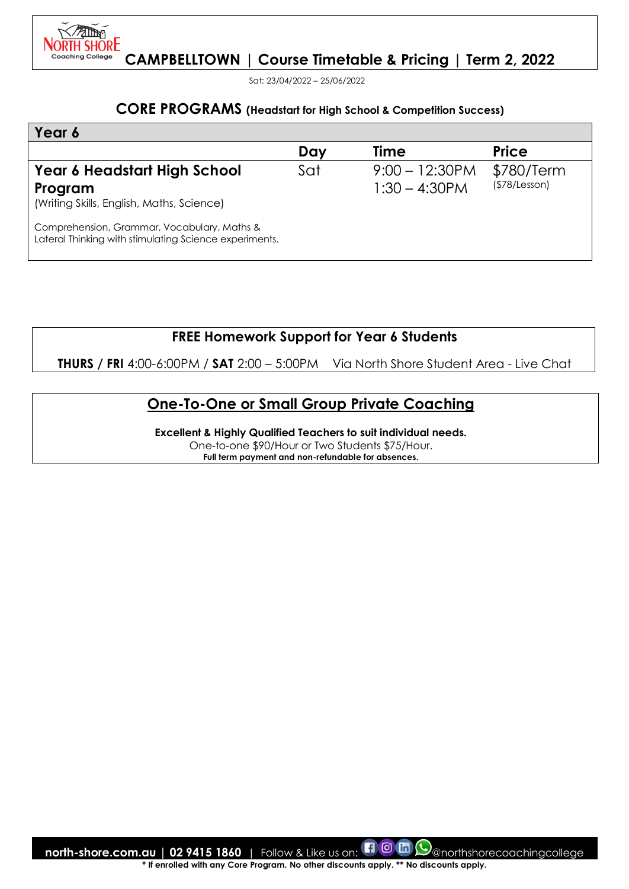# CAMPBELLTOWN | Course Timetable & Pricing | Term 2, 2022

Sat: 23/04/2022 – 25/06/2022

## CORE PROGRAMS (Headstart for High School & Competition Success)

| Year 6 | | | |
|---|---|---|---|
| | **Day** | **Time** | **Price** |
| **Year 6 Headstart High School Program** (Writing Skills, English, Maths, Science) Comprehension, Grammar, Vocabulary, Maths & Lateral Thinking with stimulating Science experiments. | Sat | 9:00 – 12:30PM 1:30 – 4:30PM | $780/Term ($78/Lesson) |

### FREE Homework Support for Year 6 Students

**THURS / FRI** 4:00-6:00PM / **SAT** 2:00 – 5:00PM Via North Shore Student Area - Live Chat

### One-To-One or Small Group Private Coaching

**Excellent & Highly Qualified Teachers to suit individual needs.**
One-to-one $90/Hour or Two Students $75/Hour.
**Full term payment and non-refundable for absences.**

**north-shore.com.au | 02 9415 1860** | Follow & Like us on: @northshorecoachingcollege

**\* If enrolled with any Core Program. No other discounts apply. \*\* No discounts apply.**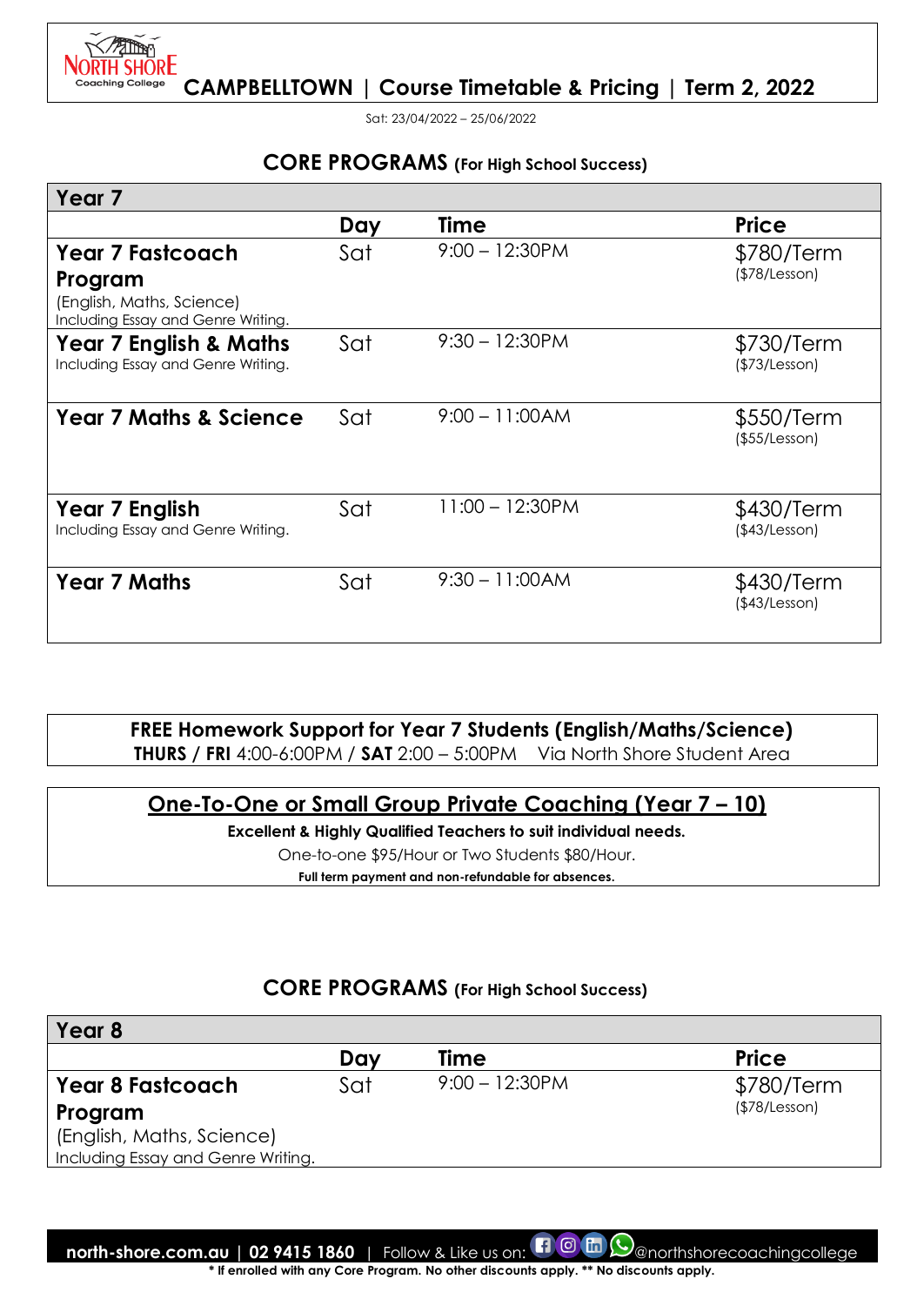# CAMPBELLTOWN | Course Timetable & Pricing | Term 2, 2022

Sat: 23/04/2022 – 25/06/2022

## CORE PROGRAMS (For High School Success)

| Year 7 | Day | Time | Price |
|---|---|---|---|
| **Year 7 Fastcoach Program** (English, Maths, Science) Including Essay and Genre Writing. | Sat | 9:00 – 12:30PM | $780/Term ($78/Lesson) |
| **Year 7 English & Maths** Including Essay and Genre Writing. | Sat | 9:30 – 12:30PM | $730/Term ($73/Lesson) |
| **Year 7 Maths & Science** | Sat | 9:00 – 11:00AM | $550/Term ($55/Lesson) |
| **Year 7 English** Including Essay and Genre Writing. | Sat | 11:00 – 12:30PM | $430/Term ($43/Lesson) |
| **Year 7 Maths** | Sat | 9:30 – 11:00AM | $430/Term ($43/Lesson) |

**FREE Homework Support for Year 7 Students (English/Maths/Science)**
**THURS / FRI** 4:00-6:00PM / **SAT** 2:00 – 5:00PM Via North Shore Student Area

### One-To-One or Small Group Private Coaching (Year 7 – 10)

**Excellent & Highly Qualified Teachers to suit individual needs.**

One-to-one $95/Hour or Two Students $80/Hour.

**Full term payment and non-refundable for absences.**

## CORE PROGRAMS (For High School Success)

| Year 8 | Day | Time | Price |
|---|---|---|---|
| **Year 8 Fastcoach Program** (English, Maths, Science) Including Essay and Genre Writing. | Sat | 9:00 – 12:30PM | $780/Term ($78/Lesson) |

**north-shore.com.au | 02 9415 1860** | Follow & Like us on: @northshorecoachingcollege

**\* If enrolled with any Core Program. No other discounts apply. \*\* No discounts apply.**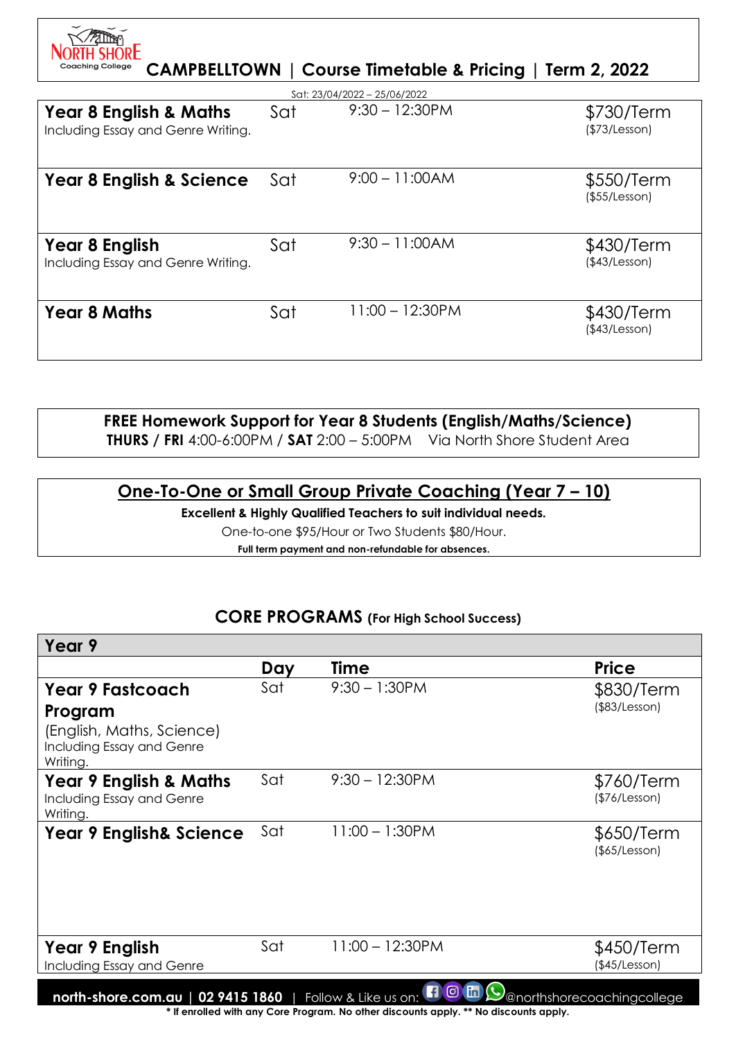NORTH SHORE Coaching College

# CAMPBELLTOWN | Course Timetable & Pricing | Term 2, 2022

Sat: 23/04/2022 – 25/06/2022

| Course | Day | Time | Price |
|---|---|---|---|
| **Year 8 English & Maths** Including Essay and Genre Writing. | Sat | 9:30 – 12:30PM | $730/Term ($73/Lesson) |
| **Year 8 English & Science** | Sat | 9:00 – 11:00AM | $550/Term ($55/Lesson) |
| **Year 8 English** Including Essay and Genre Writing. | Sat | 9:30 – 11:00AM | $430/Term ($43/Lesson) |
| **Year 8 Maths** | Sat | 11:00 – 12:30PM | $430/Term ($43/Lesson) |

**FREE Homework Support for Year 8 Students (English/Maths/Science)**
**THURS / FRI** 4:00-6:00PM / **SAT** 2:00 – 5:00PM Via North Shore Student Area

## One-To-One or Small Group Private Coaching (Year 7 – 10)

**Excellent & Highly Qualified Teachers to suit individual needs.**

One-to-one $95/Hour or Two Students $80/Hour.

**Full term payment and non-refundable for absences.**

## CORE PROGRAMS (For High School Success)

| Year 9 | Day | Time | Price |
|---|---|---|---|
| **Year 9 Fastcoach Program** (English, Maths, Science) Including Essay and Genre Writing. | Sat | 9:30 – 1:30PM | $830/Term ($83/Lesson) |
| **Year 9 English & Maths** Including Essay and Genre Writing. | Sat | 9:30 – 12:30PM | $760/Term ($76/Lesson) |
| **Year 9 English& Science** | Sat | 11:00 – 1:30PM | $650/Term ($65/Lesson) |
| **Year 9 English** Including Essay and Genre | Sat | 11:00 – 12:30PM | $450/Term ($45/Lesson) |

north-shore.com.au | 02 9415 1860 | Follow & Like us on: @northshorecoachingcollege

* If enrolled with any Core Program. No other discounts apply. ** No discounts apply.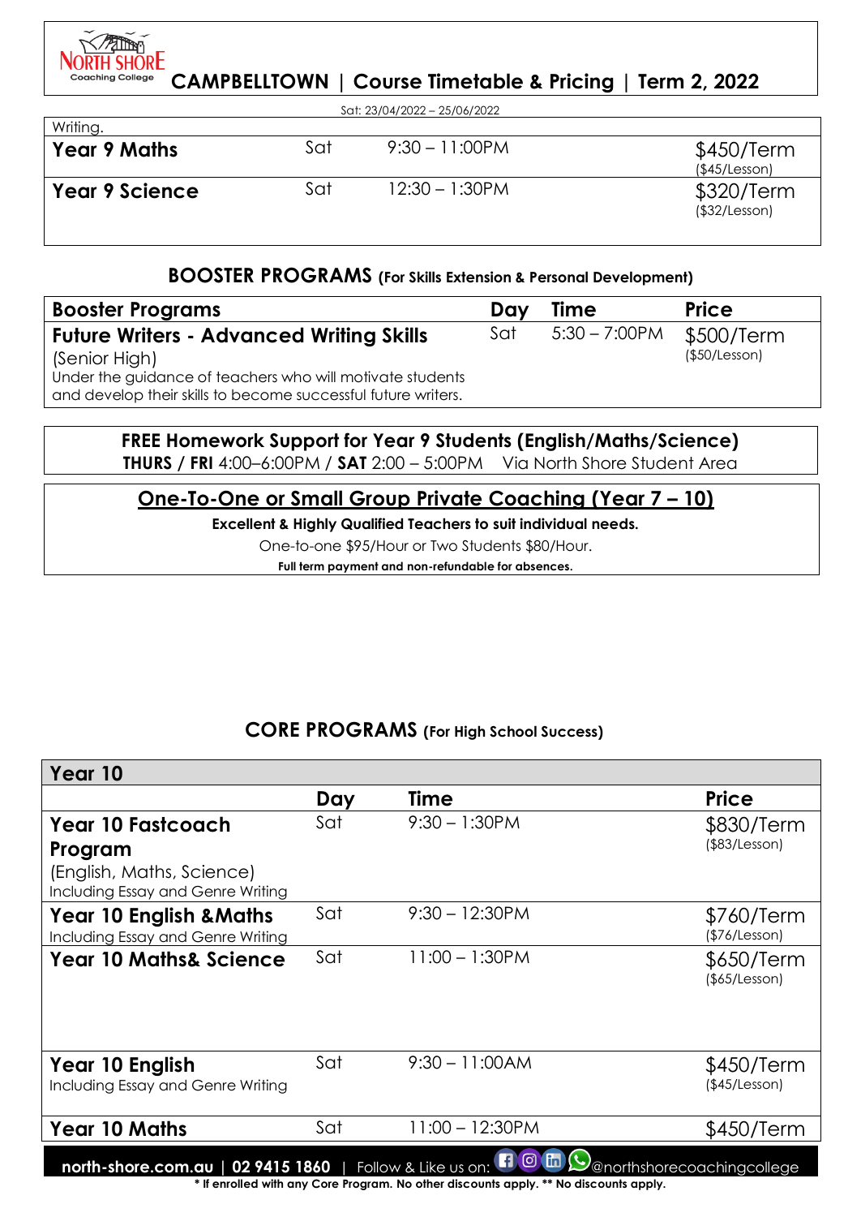# CAMPBELLTOWN | Course Timetable & Pricing | Term 2, 2022

Sat: 23/04/2022 – 25/06/2022

| | | | |
|---|---|---|---|
| Writing. | | | |
| **Year 9 Maths** | Sat | 9:30 – 11:00PM | $450/Term ($45/Lesson) |
| **Year 9 Science** | Sat | 12:30 – 1:30PM | $320/Term ($32/Lesson) |

## BOOSTER PROGRAMS (For Skills Extension & Personal Development)

| Booster Programs | Day | Time | Price |
|---|---|---|---|
| **Future Writers - Advanced Writing Skills** (Senior High) Under the guidance of teachers who will motivate students and develop their skills to become successful future writers. | Sat | 5:30 – 7:00PM | $500/Term ($50/Lesson) |

**FREE Homework Support for Year 9 Students (English/Maths/Science)**
**THURS / FRI** 4:00–6:00PM / **SAT** 2:00 – 5:00PM Via North Shore Student Area

## One-To-One or Small Group Private Coaching (Year 7 – 10)

**Excellent & Highly Qualified Teachers to suit individual needs.**

One-to-one $95/Hour or Two Students $80/Hour.

**Full term payment and non-refundable for absences.**

## CORE PROGRAMS (For High School Success)

| Year 10 | Day | Time | Price |
|---|---|---|---|
| **Year 10 Fastcoach Program** (English, Maths, Science) Including Essay and Genre Writing | Sat | 9:30 – 1:30PM | $830/Term ($83/Lesson) |
| **Year 10 English &Maths** Including Essay and Genre Writing | Sat | 9:30 – 12:30PM | $760/Term ($76/Lesson) |
| **Year 10 Maths& Science** | Sat | 11:00 – 1:30PM | $650/Term ($65/Lesson) |
| **Year 10 English** Including Essay and Genre Writing | Sat | 9:30 – 11:00AM | $450/Term ($45/Lesson) |
| **Year 10 Maths** | Sat | 11:00 – 12:30PM | $450/Term |

**north-shore.com.au | 02 9415 1860** | Follow & Like us on: @northshorecoachingcollege

**\* If enrolled with any Core Program. No other discounts apply. \*\* No discounts apply.**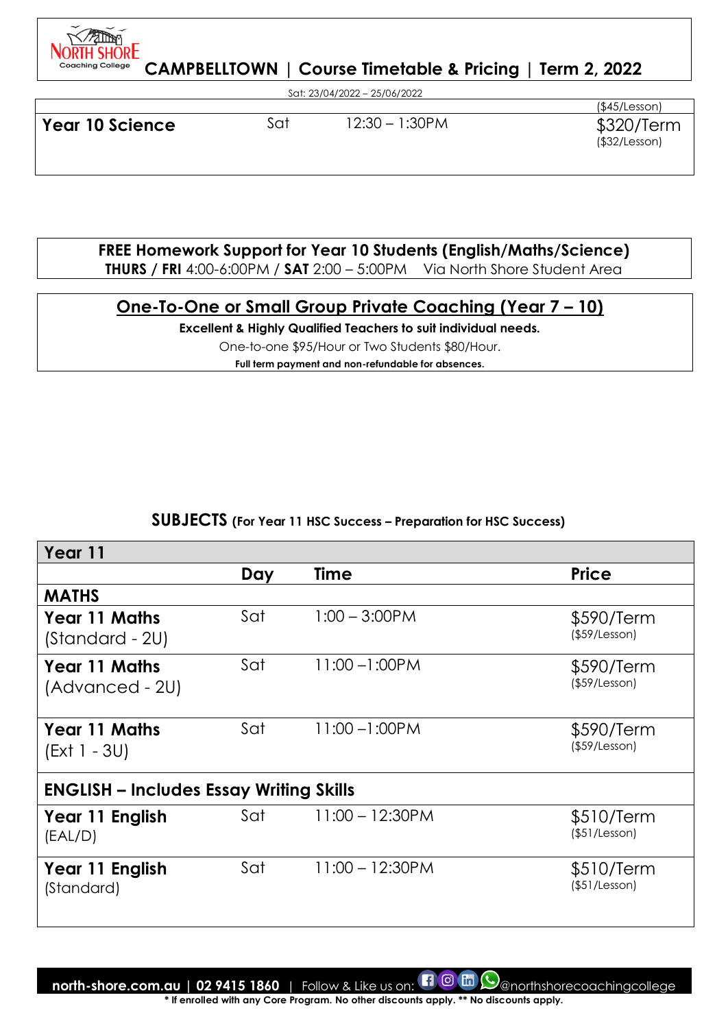# CAMPBELLTOWN | Course Timetable & Pricing | Term 2, 2022

Sat: 23/04/2022 – 25/06/2022

| | | | ($45/Lesson) |
|---|---|---|---|
| **Year 10 Science** | Sat | 12:30 – 1:30PM | $320/Term ($32/Lesson) |

**FREE Homework Support for Year 10 Students (English/Maths/Science)**
**THURS / FRI** 4:00-6:00PM / **SAT** 2:00 – 5:00PM Via North Shore Student Area

## One-To-One or Small Group Private Coaching (Year 7 – 10)

**Excellent & Highly Qualified Teachers to suit individual needs.**

One-to-one $95/Hour or Two Students $80/Hour.

**Full term payment and non-refundable for absences.**

## SUBJECTS (For Year 11 HSC Success – Preparation for HSC Success)

| **Year 11** | | | |
|---|---|---|---|
| | **Day** | **Time** | **Price** |
| **MATHS** | | | |
| **Year 11 Maths** (Standard - 2U) | Sat | 1:00 – 3:00PM | $590/Term ($59/Lesson) |
| **Year 11 Maths** (Advanced - 2U) | Sat | 11:00 –1:00PM | $590/Term ($59/Lesson) |
| **Year 11 Maths** (Ext 1 - 3U) | Sat | 11:00 –1:00PM | $590/Term ($59/Lesson) |
| **ENGLISH – Includes Essay Writing Skills** | | | |
| **Year 11 English** (EAL/D) | Sat | 11:00 – 12:30PM | $510/Term ($51/Lesson) |
| **Year 11 English** (Standard) | Sat | 11:00 – 12:30PM | $510/Term ($51/Lesson) |

**north-shore.com.au | 02 9415 1860** | Follow & Like us on: @northshorecoachingcollege

**\* If enrolled with any Core Program. No other discounts apply. \*\* No discounts apply.**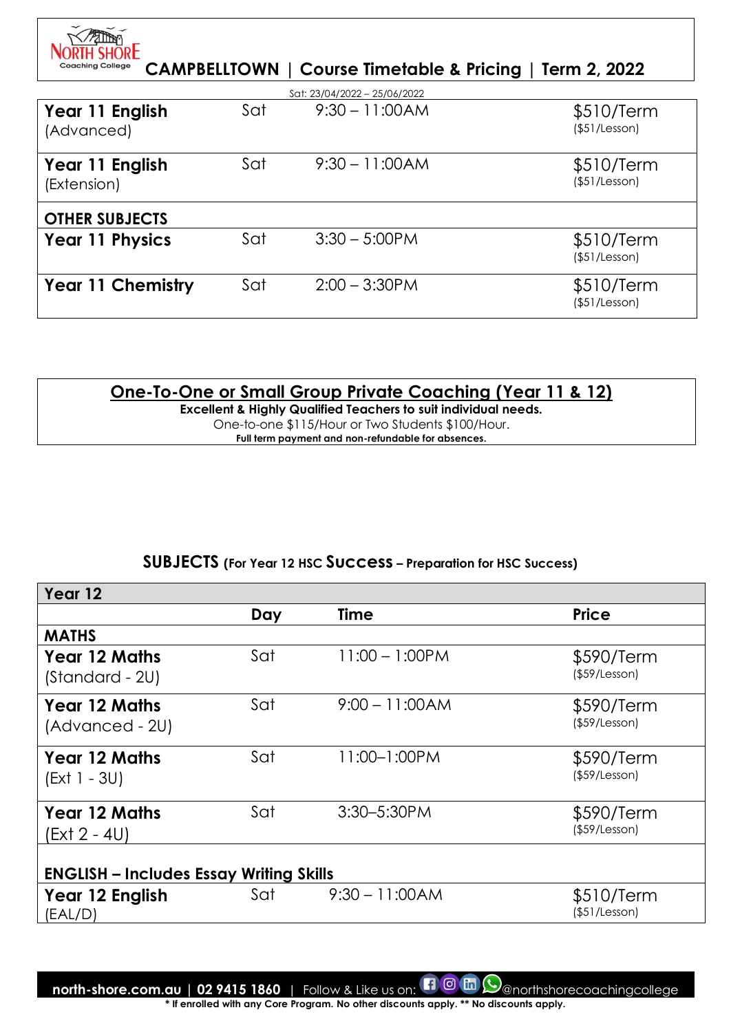# CAMPBELLTOWN | Course Timetable & Pricing | Term 2, 2022

Sat: 23/04/2022 – 25/06/2022

| | | | |
|---|---|---|---|
| **Year 11 English** (Advanced) | Sat | 9:30 – 11:00AM | $510/Term ($51/Lesson) |
| **Year 11 English** (Extension) | Sat | 9:30 – 11:00AM | $510/Term ($51/Lesson) |
| **OTHER SUBJECTS** | | | |
| **Year 11 Physics** | Sat | 3:30 – 5:00PM | $510/Term ($51/Lesson) |
| **Year 11 Chemistry** | Sat | 2:00 – 3:30PM | $510/Term ($51/Lesson) |

## One-To-One or Small Group Private Coaching (Year 11 & 12)

**Excellent & Highly Qualified Teachers to suit individual needs.**

One-to-one $115/Hour or Two Students $100/Hour.

**Full term payment and non-refundable for absences.**

## SUBJECTS (For Year 12 HSC Success – Preparation for HSC Success)

| Year 12 | | | |
|---|---|---|---|
| | **Day** | **Time** | **Price** |
| **MATHS** | | | |
| **Year 12 Maths** (Standard - 2U) | Sat | 11:00 – 1:00PM | $590/Term ($59/Lesson) |
| **Year 12 Maths** (Advanced - 2U) | Sat | 9:00 – 11:00AM | $590/Term ($59/Lesson) |
| **Year 12 Maths** (Ext 1 - 3U) | Sat | 11:00–1:00PM | $590/Term ($59/Lesson) |
| **Year 12 Maths** (Ext 2 - 4U) | Sat | 3:30–5:30PM | $590/Term ($59/Lesson) |
| **ENGLISH – Includes Essay Writing Skills** | | | |
| **Year 12 English** (EAL/D) | Sat | 9:30 – 11:00AM | $510/Term ($51/Lesson) |

**north-shore.com.au | 02 9415 1860** | Follow & Like us on: @northshorecoachingcollege

**\* If enrolled with any Core Program. No other discounts apply. \*\* No discounts apply.**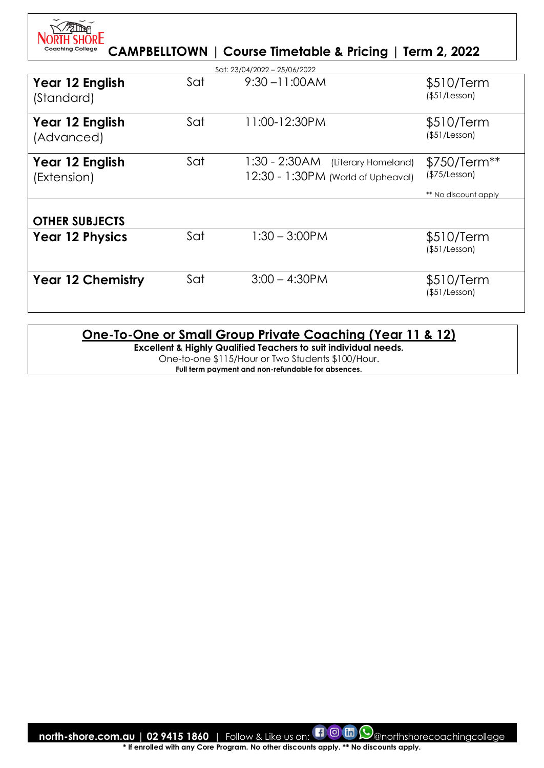# CAMPBELLTOWN | Course Timetable & Pricing | Term 2, 2022

Sat: 23/04/2022 – 25/06/2022

| | | | |
|---|---|---|---|
| **Year 12 English** (Standard) | Sat | 9:30 –11:00AM | $510/Term ($51/Lesson) |
| **Year 12 English** (Advanced) | Sat | 11:00-12:30PM | $510/Term ($51/Lesson) |
| **Year 12 English** (Extension) | Sat | 1:30 - 2:30AM (Literary Homeland)<br>12:30 - 1:30PM (World of Upheaval) | $750/Term** ($75/Lesson)<br>** No discount apply |
| **OTHER SUBJECTS** | | | |
| **Year 12 Physics** | Sat | 1:30 – 3:00PM | $510/Term ($51/Lesson) |
| **Year 12 Chemistry** | Sat | 3:00 – 4:30PM | $510/Term ($51/Lesson) |

## One-To-One or Small Group Private Coaching (Year 11 & 12)

**Excellent & Highly Qualified Teachers to suit individual needs.**

One-to-one $115/Hour or Two Students $100/Hour.

**Full term payment and non-refundable for absences.**

**north-shore.com.au | 02 9415 1860** | Follow & Like us on: @northshorecoachingcollege

**\* If enrolled with any Core Program. No other discounts apply. \*\* No discounts apply.**